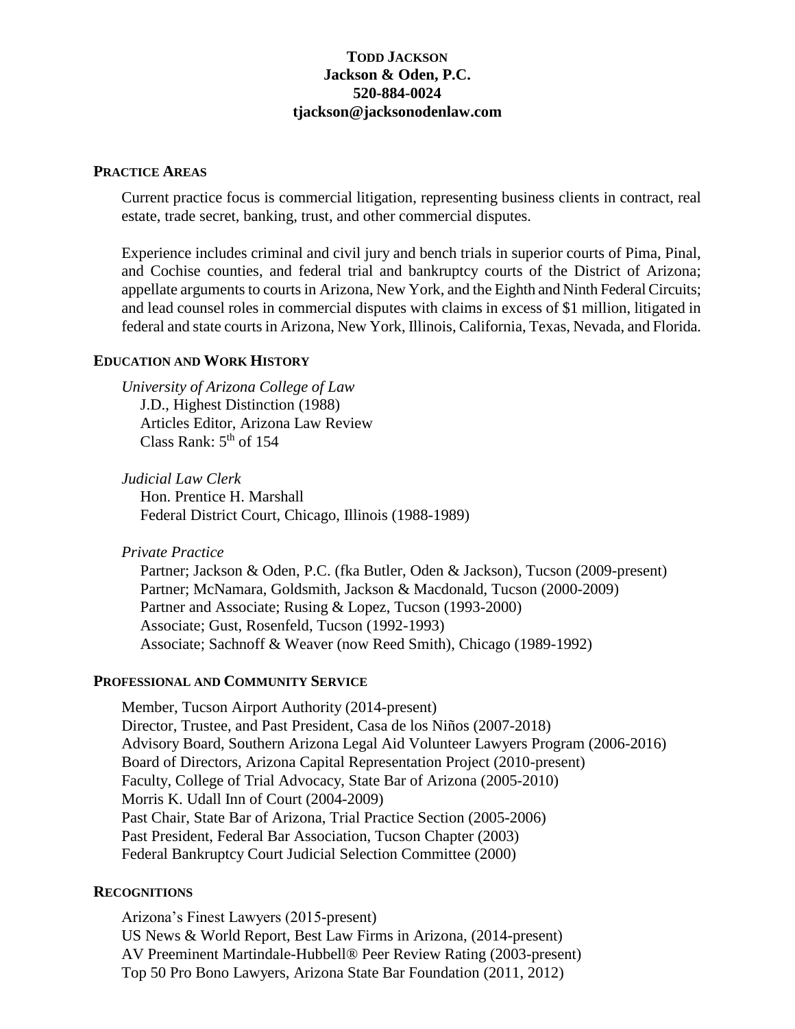**TODD JACKSON**
**Jackson & Oden, P.C.**
**520-884-0024**
**tjackson@jacksonodenlaw.com**

## PRACTICE AREAS

Current practice focus is commercial litigation, representing business clients in contract, real estate, trade secret, banking, trust, and other commercial disputes.

Experience includes criminal and civil jury and bench trials in superior courts of Pima, Pinal, and Cochise counties, and federal trial and bankruptcy courts of the District of Arizona; appellate arguments to courts in Arizona, New York, and the Eighth and Ninth Federal Circuits; and lead counsel roles in commercial disputes with claims in excess of $1 million, litigated in federal and state courts in Arizona, New York, Illinois, California, Texas, Nevada, and Florida.

## EDUCATION AND WORK HISTORY

*University of Arizona College of Law*
J.D., Highest Distinction (1988)
Articles Editor, Arizona Law Review
Class Rank: 5th of 154

*Judicial Law Clerk*
Hon. Prentice H. Marshall
Federal District Court, Chicago, Illinois (1988-1989)

*Private Practice*
Partner; Jackson & Oden, P.C. (fka Butler, Oden & Jackson), Tucson (2009-present)
Partner; McNamara, Goldsmith, Jackson & Macdonald, Tucson (2000-2009)
Partner and Associate; Rusing & Lopez, Tucson (1993-2000)
Associate; Gust, Rosenfeld, Tucson (1992-1993)
Associate; Sachnoff & Weaver (now Reed Smith), Chicago (1989-1992)

## PROFESSIONAL AND COMMUNITY SERVICE

Member, Tucson Airport Authority (2014-present)
Director, Trustee, and Past President, Casa de los Niños (2007-2018)
Advisory Board, Southern Arizona Legal Aid Volunteer Lawyers Program (2006-2016)
Board of Directors, Arizona Capital Representation Project (2010-present)
Faculty, College of Trial Advocacy, State Bar of Arizona (2005-2010)
Morris K. Udall Inn of Court (2004-2009)
Past Chair, State Bar of Arizona, Trial Practice Section (2005-2006)
Past President, Federal Bar Association, Tucson Chapter (2003)
Federal Bankruptcy Court Judicial Selection Committee (2000)

## RECOGNITIONS

Arizona's Finest Lawyers (2015-present)
US News & World Report, Best Law Firms in Arizona, (2014-present)
AV Preeminent Martindale-Hubbell® Peer Review Rating (2003-present)
Top 50 Pro Bono Lawyers, Arizona State Bar Foundation (2011, 2012)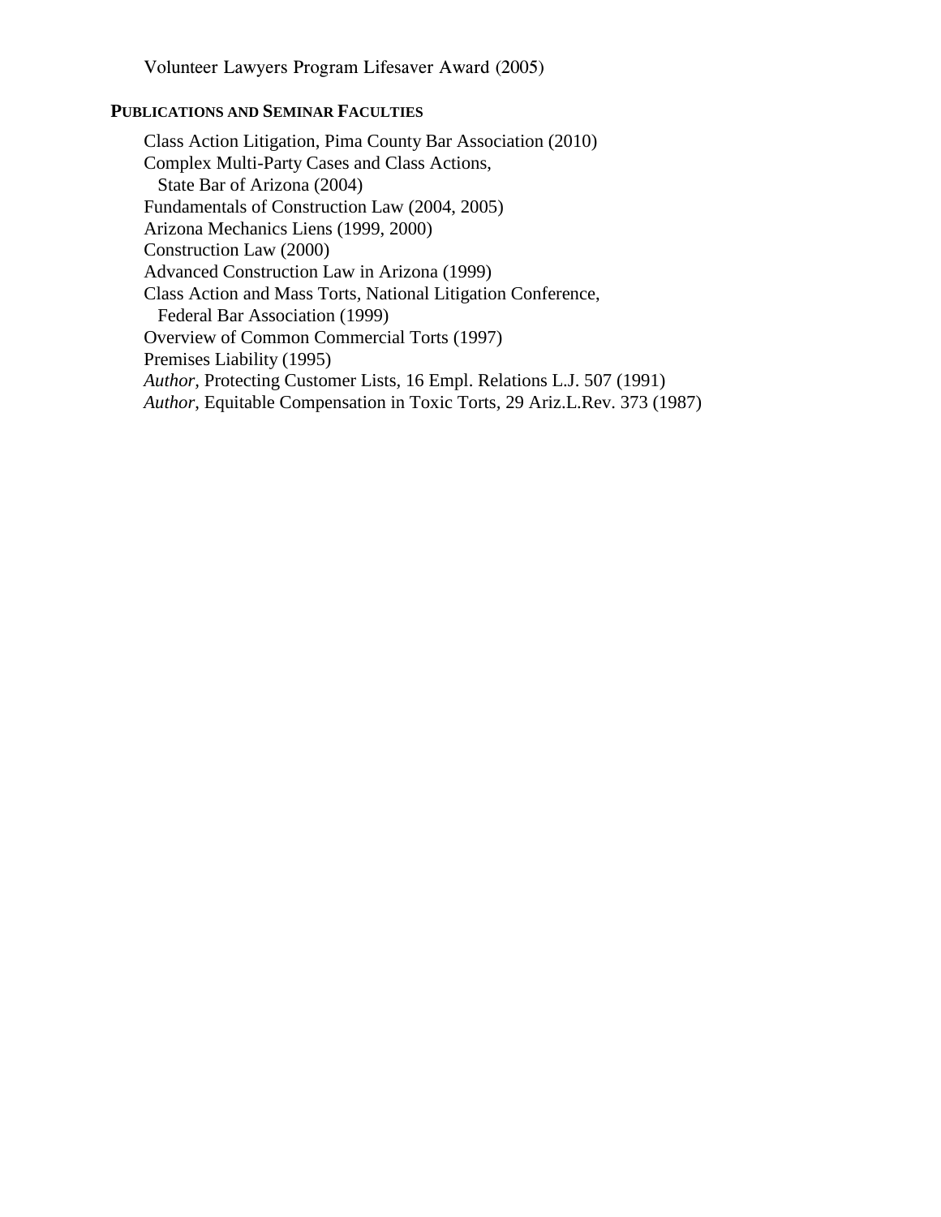Volunteer Lawyers Program Lifesaver Award (2005)

**PUBLICATIONS AND SEMINAR FACULTIES**

Class Action Litigation, Pima County Bar Association (2010)
Complex Multi-Party Cases and Class Actions, State Bar of Arizona (2004)
Fundamentals of Construction Law (2004, 2005)
Arizona Mechanics Liens (1999, 2000)
Construction Law (2000)
Advanced Construction Law in Arizona (1999)
Class Action and Mass Torts, National Litigation Conference, Federal Bar Association (1999)
Overview of Common Commercial Torts (1997)
Premises Liability (1995)
*Author*, Protecting Customer Lists, 16 Empl. Relations L.J. 507 (1991)
*Author*, Equitable Compensation in Toxic Torts, 29 Ariz.L.Rev. 373 (1987)